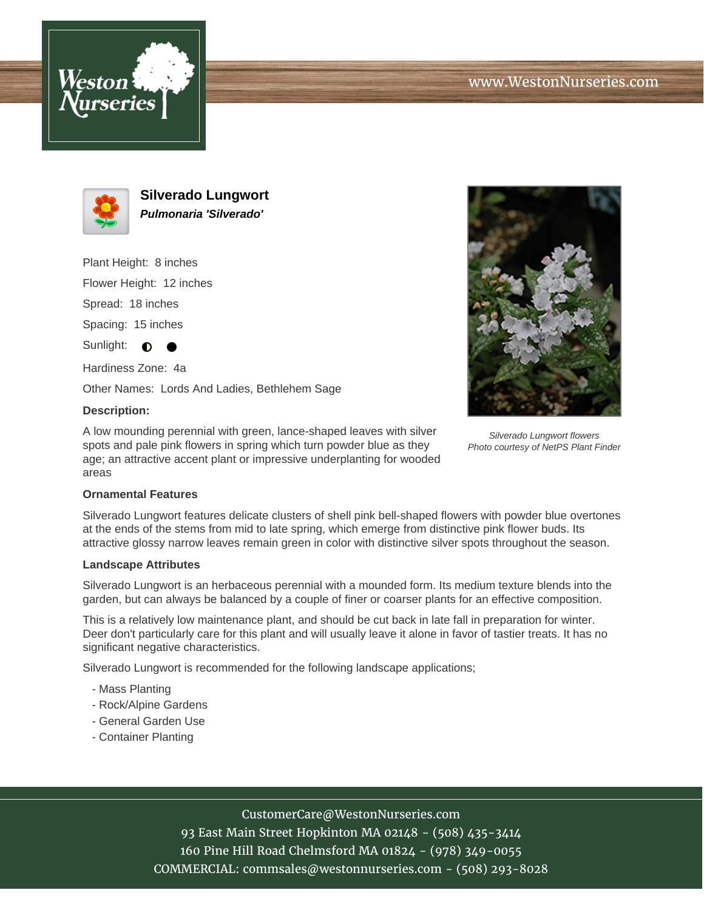# Silverado Lungwort

***Pulmonaria 'Silverado'***

Plant Height: 8 inches

Flower Height: 12 inches

Spread: 18 inches

Spacing: 15 inches

Sunlight: ◐ ●

Hardiness Zone: 4a

Other Names: Lords And Ladies, Bethlehem Sage

**Description:**

A low mounding perennial with green, lance-shaped leaves with silver spots and pale pink flowers in spring which turn powder blue as they age; an attractive accent plant or impressive underplanting for wooded areas

*Silverado Lungwort flowers*
*Photo courtesy of NetPS Plant Finder*

### Ornamental Features

Silverado Lungwort features delicate clusters of shell pink bell-shaped flowers with powder blue overtones at the ends of the stems from mid to late spring, which emerge from distinctive pink flower buds. Its attractive glossy narrow leaves remain green in color with distinctive silver spots throughout the season.

### Landscape Attributes

Silverado Lungwort is an herbaceous perennial with a mounded form. Its medium texture blends into the garden, but can always be balanced by a couple of finer or coarser plants for an effective composition.

This is a relatively low maintenance plant, and should be cut back in late fall in preparation for winter. Deer don't particularly care for this plant and will usually leave it alone in favor of tastier treats. It has no significant negative characteristics.

Silverado Lungwort is recommended for the following landscape applications;

- Mass Planting
- Rock/Alpine Gardens
- General Garden Use
- Container Planting

CustomerCare@WestonNurseries.com
93 East Main Street Hopkinton MA 02148 - (508) 435-3414
160 Pine Hill Road Chelmsford MA 01824 - (978) 349-0055
COMMERCIAL: commsales@westonnurseries.com - (508) 293-8028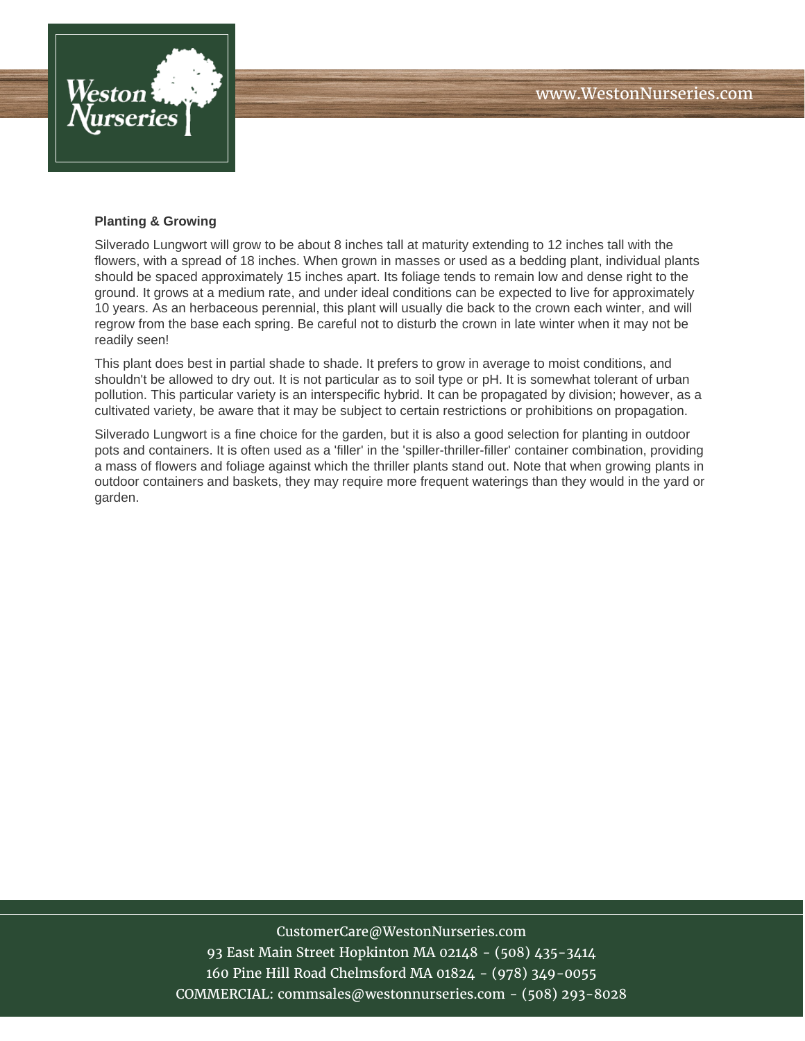**Planting & Growing**

Silverado Lungwort will grow to be about 8 inches tall at maturity extending to 12 inches tall with the flowers, with a spread of 18 inches. When grown in masses or used as a bedding plant, individual plants should be spaced approximately 15 inches apart. Its foliage tends to remain low and dense right to the ground. It grows at a medium rate, and under ideal conditions can be expected to live for approximately 10 years. As an herbaceous perennial, this plant will usually die back to the crown each winter, and will regrow from the base each spring. Be careful not to disturb the crown in late winter when it may not be readily seen!

This plant does best in partial shade to shade. It prefers to grow in average to moist conditions, and shouldn't be allowed to dry out. It is not particular as to soil type or pH. It is somewhat tolerant of urban pollution. This particular variety is an interspecific hybrid. It can be propagated by division; however, as a cultivated variety, be aware that it may be subject to certain restrictions or prohibitions on propagation.

Silverado Lungwort is a fine choice for the garden, but it is also a good selection for planting in outdoor pots and containers. It is often used as a 'filler' in the 'spiller-thriller-filler' container combination, providing a mass of flowers and foliage against which the thriller plants stand out. Note that when growing plants in outdoor containers and baskets, they may require more frequent waterings than they would in the yard or garden.